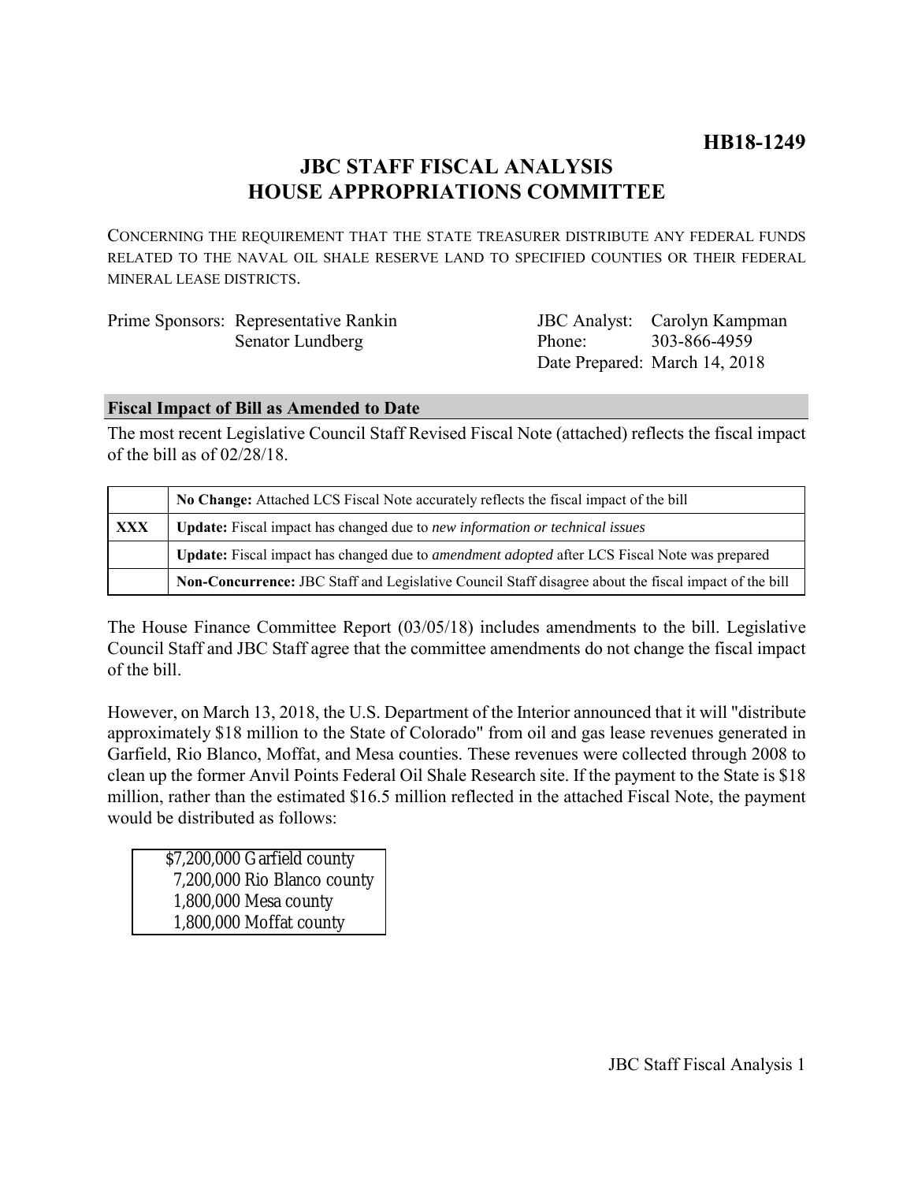**HB18-1249**

# JBC STAFF FISCAL ANALYSIS
# HOUSE APPROPRIATIONS COMMITTEE

CONCERNING THE REQUIREMENT THAT THE STATE TREASURER DISTRIBUTE ANY FEDERAL FUNDS RELATED TO THE NAVAL OIL SHALE RESERVE LAND TO SPECIFIED COUNTIES OR THEIR FEDERAL MINERAL LEASE DISTRICTS.

| | | | |
|---|---|---|---|
| Prime Sponsors: | Representative Rankin | JBC Analyst: | Carolyn Kampman |
| | Senator Lundberg | Phone: | 303-866-4959 |
| | | Date Prepared: | March 14, 2018 |

## Fiscal Impact of Bill as Amended to Date

The most recent Legislative Council Staff Revised Fiscal Note (attached) reflects the fiscal impact of the bill as of 02/28/18.

| | |
|---|---|
| | **No Change:** Attached LCS Fiscal Note accurately reflects the fiscal impact of the bill |
| **XXX** | **Update:** Fiscal impact has changed due to *new information or technical issues* |
| | **Update:** Fiscal impact has changed due to *amendment adopted* after LCS Fiscal Note was prepared |
| | **Non-Concurrence:** JBC Staff and Legislative Council Staff disagree about the fiscal impact of the bill |

The House Finance Committee Report (03/05/18) includes amendments to the bill. Legislative Council Staff and JBC Staff agree that the committee amendments do not change the fiscal impact of the bill.

However, on March 13, 2018, the U.S. Department of the Interior announced that it will "distribute approximately $18 million to the State of Colorado" from oil and gas lease revenues generated in Garfield, Rio Blanco, Moffat, and Mesa counties. These revenues were collected through 2008 to clean up the former Anvil Points Federal Oil Shale Research site. If the payment to the State is $18 million, rather than the estimated $16.5 million reflected in the attached Fiscal Note, the payment would be distributed as follows:

| Amount | County |
|---|---|
| $7,200,000 | Garfield county |
| 7,200,000 | Rio Blanco county |
| 1,800,000 | Mesa county |
| 1,800,000 | Moffat county |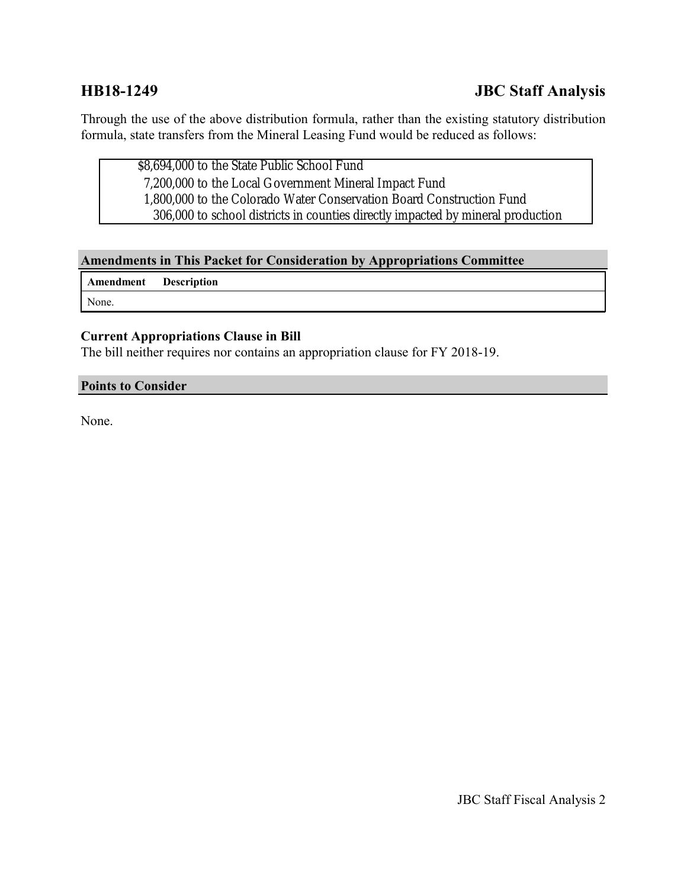Through the use of the above distribution formula, rather than the existing statutory distribution formula, state transfers from the Mineral Leasing Fund would be reduced as follows:

| | |
|---|---|
| $8,694,000 | to the State Public School Fund |
| 7,200,000 | to the Local Government Mineral Impact Fund |
| 1,800,000 | to the Colorado Water Conservation Board Construction Fund |
| 306,000 | to school districts in counties directly impacted by mineral production |

## Amendments in This Packet for Consideration by Appropriations Committee

| Amendment | Description |
|---|---|
| None. | |

### Current Appropriations Clause in Bill

The bill neither requires nor contains an appropriation clause for FY 2018-19.

## Points to Consider

None.